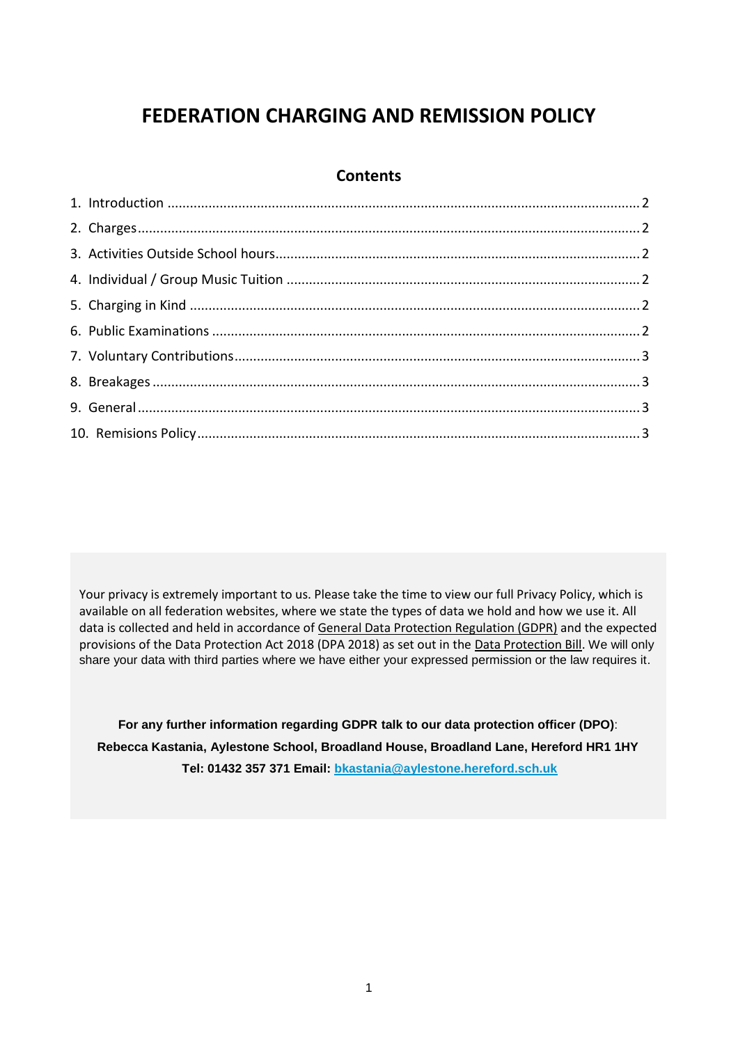# FEDERATION CHARGING AND REMISSION POLICY

## Contents

1. Introduction ........ 2
2. Charges ........ 2
3. Activities Outside School hours ........ 2
4. Individual / Group Music Tuition ........ 2
5. Charging in Kind ........ 2
6. Public Examinations ........ 2
7. Voluntary Contributions ........ 3
8. Breakages ........ 3
9. General ........ 3
10. Remisions Policy ........ 3

Your privacy is extremely important to us. Please take the time to view our full Privacy Policy, which is available on all federation websites, where we state the types of data we hold and how we use it. All data is collected and held in accordance of General Data Protection Regulation (GDPR) and the expected provisions of the Data Protection Act 2018 (DPA 2018) as set out in the Data Protection Bill. We will only share your data with third parties where we have either your expressed permission or the law requires it.

**For any further information regarding GDPR talk to our data protection officer (DPO)**:
**Rebecca Kastania, Aylestone School, Broadland House, Broadland Lane, Hereford HR1 1HY**
**Tel: 01432 357 371 Email: bkastania@aylestone.hereford.sch.uk**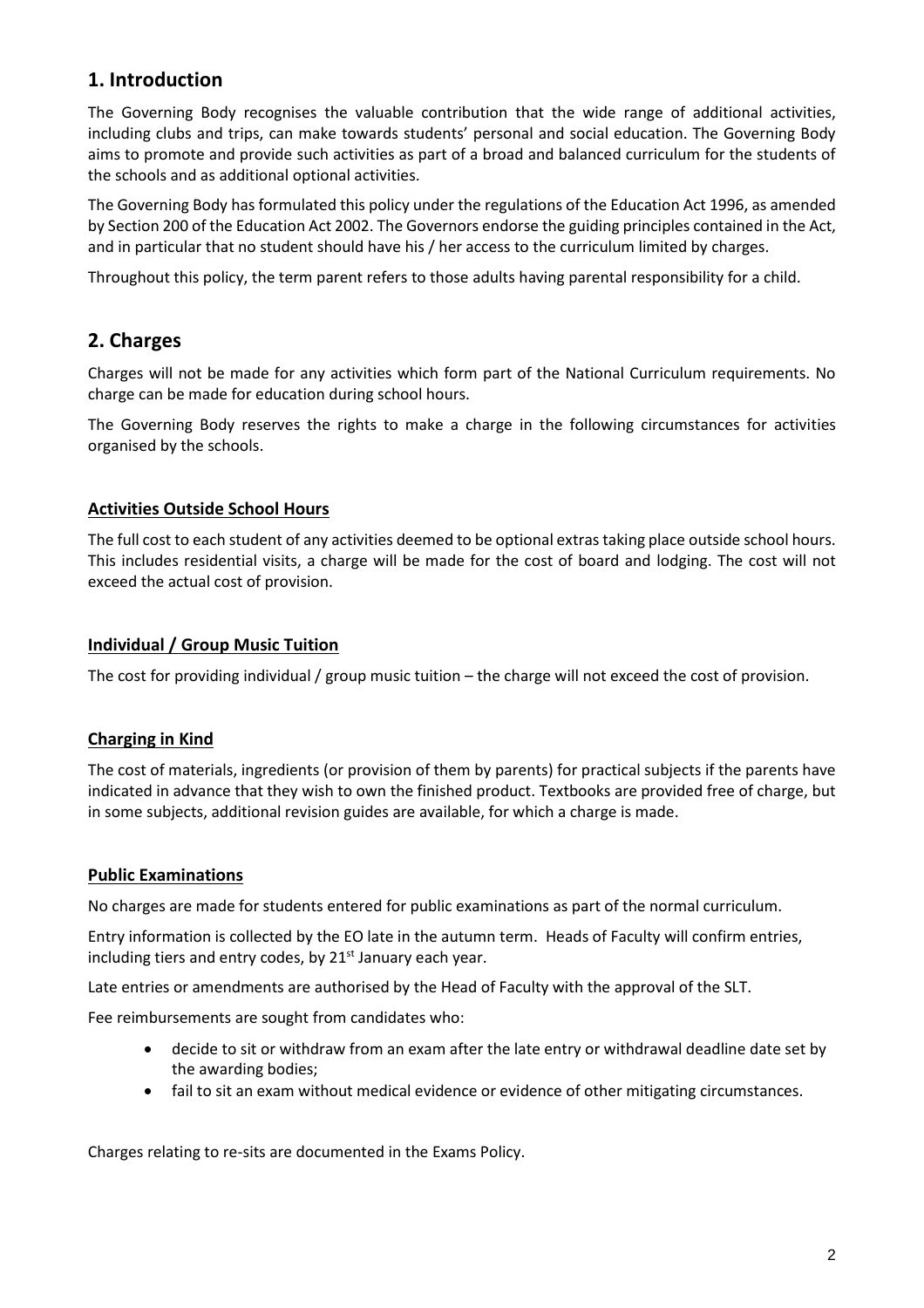## 1. Introduction

The Governing Body recognises the valuable contribution that the wide range of additional activities, including clubs and trips, can make towards students' personal and social education. The Governing Body aims to promote and provide such activities as part of a broad and balanced curriculum for the students of the schools and as additional optional activities.

The Governing Body has formulated this policy under the regulations of the Education Act 1996, as amended by Section 200 of the Education Act 2002. The Governors endorse the guiding principles contained in the Act, and in particular that no student should have his / her access to the curriculum limited by charges.

Throughout this policy, the term parent refers to those adults having parental responsibility for a child.

## 2. Charges

Charges will not be made for any activities which form part of the National Curriculum requirements. No charge can be made for education during school hours.

The Governing Body reserves the rights to make a charge in the following circumstances for activities organised by the schools.

### Activities Outside School Hours

The full cost to each student of any activities deemed to be optional extras taking place outside school hours. This includes residential visits, a charge will be made for the cost of board and lodging. The cost will not exceed the actual cost of provision.

### Individual / Group Music Tuition

The cost for providing individual / group music tuition – the charge will not exceed the cost of provision.

### Charging in Kind

The cost of materials, ingredients (or provision of them by parents) for practical subjects if the parents have indicated in advance that they wish to own the finished product. Textbooks are provided free of charge, but in some subjects, additional revision guides are available, for which a charge is made.

### Public Examinations

No charges are made for students entered for public examinations as part of the normal curriculum.

Entry information is collected by the EO late in the autumn term. Heads of Faculty will confirm entries, including tiers and entry codes, by 21st January each year.

Late entries or amendments are authorised by the Head of Faculty with the approval of the SLT.

Fee reimbursements are sought from candidates who:

- decide to sit or withdraw from an exam after the late entry or withdrawal deadline date set by the awarding bodies;
- fail to sit an exam without medical evidence or evidence of other mitigating circumstances.

Charges relating to re-sits are documented in the Exams Policy.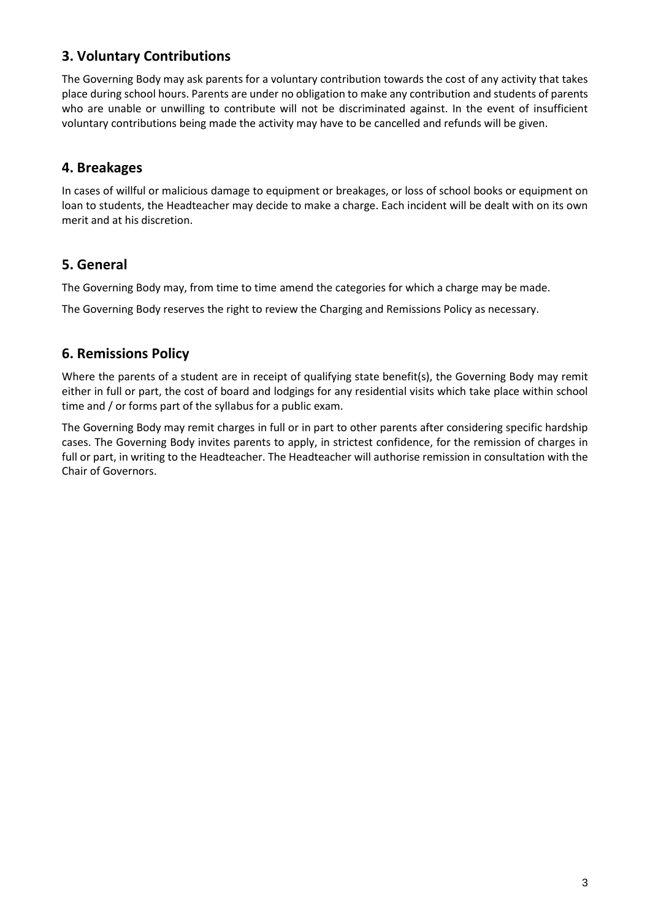## 3. Voluntary Contributions

The Governing Body may ask parents for a voluntary contribution towards the cost of any activity that takes place during school hours. Parents are under no obligation to make any contribution and students of parents who are unable or unwilling to contribute will not be discriminated against. In the event of insufficient voluntary contributions being made the activity may have to be cancelled and refunds will be given.

## 4. Breakages

In cases of willful or malicious damage to equipment or breakages, or loss of school books or equipment on loan to students, the Headteacher may decide to make a charge. Each incident will be dealt with on its own merit and at his discretion.

## 5. General

The Governing Body may, from time to time amend the categories for which a charge may be made.

The Governing Body reserves the right to review the Charging and Remissions Policy as necessary.

## 6. Remissions Policy

Where the parents of a student are in receipt of qualifying state benefit(s), the Governing Body may remit either in full or part, the cost of board and lodgings for any residential visits which take place within school time and / or forms part of the syllabus for a public exam.

The Governing Body may remit charges in full or in part to other parents after considering specific hardship cases. The Governing Body invites parents to apply, in strictest confidence, for the remission of charges in full or part, in writing to the Headteacher. The Headteacher will authorise remission in consultation with the Chair of Governors.